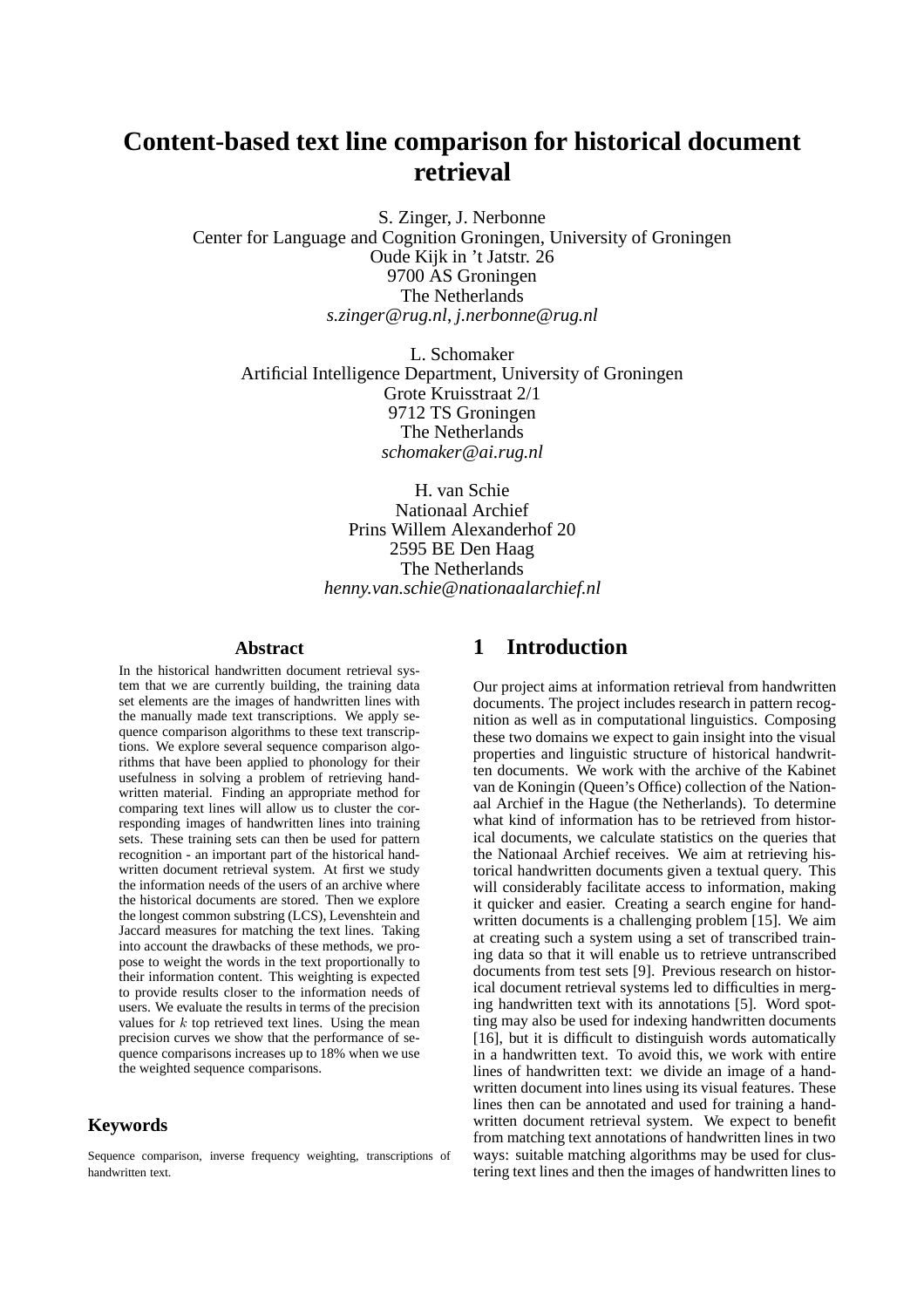# Content-based text line comparison for historical document retrieval

S. Zinger, J. Nerbonne
Center for Language and Cognition Groningen, University of Groningen
Oude Kijk in 't Jatstr. 26
9700 AS Groningen
The Netherlands
*s.zinger@rug.nl*, *j.nerbonne@rug.nl*

L. Schomaker
Artificial Intelligence Department, University of Groningen
Grote Kruisstraat 2/1
9712 TS Groningen
The Netherlands
*schomaker@ai.rug.nl*

H. van Schie
Nationaal Archief
Prins Willem Alexanderhof 20
2595 BE Den Haag
The Netherlands
*henny.van.schie@nationaalarchief.nl*

## Abstract

In the historical handwritten document retrieval system that we are currently building, the training data set elements are the images of handwritten lines with the manually made text transcriptions. We apply sequence comparison algorithms to these text transcriptions. We explore several sequence comparison algorithms that have been applied to phonology for their usefulness in solving a problem of retrieving handwritten material. Finding an appropriate method for comparing text lines will allow us to cluster the corresponding images of handwritten lines into training sets. These training sets can then be used for pattern recognition - an important part of the historical handwritten document retrieval system. At first we study the information needs of the users of an archive where the historical documents are stored. Then we explore the longest common substring (LCS), Levenshtein and Jaccard measures for matching the text lines. Taking into account the drawbacks of these methods, we propose to weight the words in the text proportionally to their information content. This weighting is expected to provide results closer to the information needs of users. We evaluate the results in terms of the precision values for $k$ top retrieved text lines. Using the mean precision curves we show that the performance of sequence comparisons increases up to 18% when we use the weighted sequence comparisons.

## Keywords

Sequence comparison, inverse frequency weighting, transcriptions of handwritten text.

## 1 Introduction

Our project aims at information retrieval from handwritten documents. The project includes research in pattern recognition as well as in computational linguistics. Composing these two domains we expect to gain insight into the visual properties and linguistic structure of historical handwritten documents. We work with the archive of the Kabinet van de Koningin (Queen's Office) collection of the Nationaal Archief in the Hague (the Netherlands). To determine what kind of information has to be retrieved from historical documents, we calculate statistics on the queries that the Nationaal Archief receives. We aim at retrieving historical handwritten documents given a textual query. This will considerably facilitate access to information, making it quicker and easier. Creating a search engine for handwritten documents is a challenging problem [15]. We aim at creating such a system using a set of transcribed training data so that it will enable us to retrieve untranscribed documents from test sets [9]. Previous research on historical document retrieval systems led to difficulties in merging handwritten text with its annotations [5]. Word spotting may also be used for indexing handwritten documents [16], but it is difficult to distinguish words automatically in a handwritten text. To avoid this, we work with entire lines of handwritten text: we divide an image of a handwritten document into lines using its visual features. These lines then can be annotated and used for training a handwritten document retrieval system. We expect to benefit from matching text annotations of handwritten lines in two ways: suitable matching algorithms may be used for clustering text lines and then the images of handwritten lines to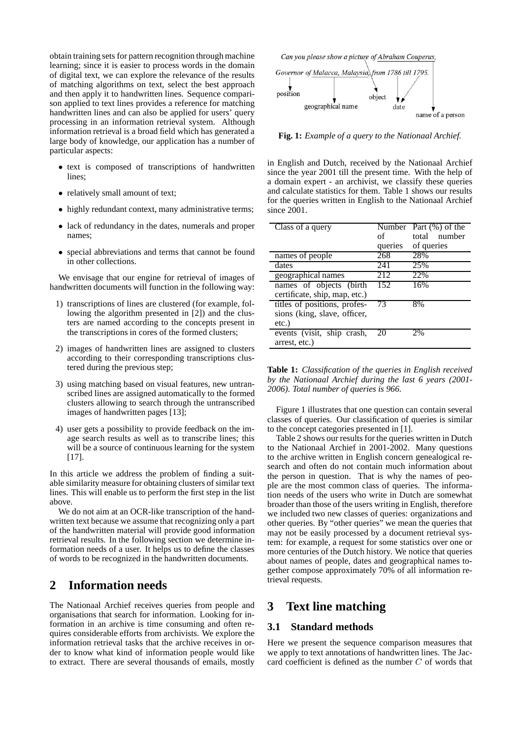obtain training sets for pattern recognition through machine learning; since it is easier to process words in the domain of digital text, we can explore the relevance of the results of matching algorithms on text, select the best approach and then apply it to handwritten lines. Sequence comparison applied to text lines provides a reference for matching handwritten lines and can also be applied for users' query processing in an information retrieval system. Although information retrieval is a broad field which has generated a large body of knowledge, our application has a number of particular aspects:

- text is composed of transcriptions of handwritten lines;
- relatively small amount of text;
- highly redundant context, many administrative terms;
- lack of redundancy in the dates, numerals and proper names;
- special abbreviations and terms that cannot be found in other collections.

We envisage that our engine for retrieval of images of handwritten documents will function in the following way:

1) transcriptions of lines are clustered (for example, following the algorithm presented in [2]) and the clusters are named according to the concepts present in the transcriptions in cores of the formed clusters;
2) images of handwritten lines are assigned to clusters according to their corresponding transcriptions clustered during the previous step;
3) using matching based on visual features, new untranscribed lines are assigned automatically to the formed clusters allowing to search through the untranscribed images of handwritten pages [13];
4) user gets a possibility to provide feedback on the image search results as well as to transcribe lines; this will be a source of continuous learning for the system [17].

In this article we address the problem of finding a suitable similarity measure for obtaining clusters of similar text lines. This will enable us to perform the first step in the list above.

We do not aim at an OCR-like transcription of the handwritten text because we assume that recognizing only a part of the handwritten material will provide good information retrieval results. In the following section we determine information needs of a user. It helps us to define the classes of words to be recognized in the handwritten documents.

## 2 Information needs

The Nationaal Archief receives queries from people and organisations that search for information. Looking for information in an archive is time consuming and often requires considerable efforts from archivists. We explore the information retrieval tasks that the archive receives in order to know what kind of information people would like to extract. There are several thousands of emails, mostly in English and Dutch, received by the Nationaal Archief since the year 2001 till the present time. With the help of a domain expert - an archivist, we classify these queries and calculate statistics for them. Table 1 shows our results for the queries written in English to the Nationaal Archief since 2001.

*Can you please show a picture of Abraham Couperus, Governor of Malacca, Malaysia, from 1786 till 1795.*

position — geographical name — object — date — name of a person

**Fig. 1:** *Example of a query to the Nationaal Archief.*

| Class of a query | Number of queries | Part (%) of the total number of queries |
|---|---|---|
| names of people | 268 | 28% |
| dates | 241 | 25% |
| geographical names | 212 | 22% |
| names of objects (birth certificate, ship, map, etc.) | 152 | 16% |
| titles of positions, professions (king, slave, officer, etc.) | 73 | 8% |
| events (visit, ship crash, arrest, etc.) | 20 | 2% |

**Table 1:** *Classification of the queries in English received by the Nationaal Archief during the last 6 years (2001-2006). Total number of queries is 966.*

Figure 1 illustrates that one question can contain several classes of queries. Our classification of queries is similar to the concept categories presented in [1].

Table 2 shows our results for the queries written in Dutch to the Nationaal Archief in 2001-2002. Many questions to the archive written in English concern genealogical research and often do not contain much information about the person in question. That is why the names of people are the most common class of queries. The information needs of the users who write in Dutch are somewhat broader than those of the users writing in English, therefore we included two new classes of queries: organizations and other queries. By "other queries" we mean the queries that may not be easily processed by a document retrieval system: for example, a request for some statistics over one or more centuries of the Dutch history. We notice that queries about names of people, dates and geographical names together compose approximately 70% of all information retrieval requests.

## 3 Text line matching

### 3.1 Standard methods

Here we present the sequence comparison measures that we apply to text annotations of handwritten lines. The Jaccard coefficient is defined as the number $C$ of words that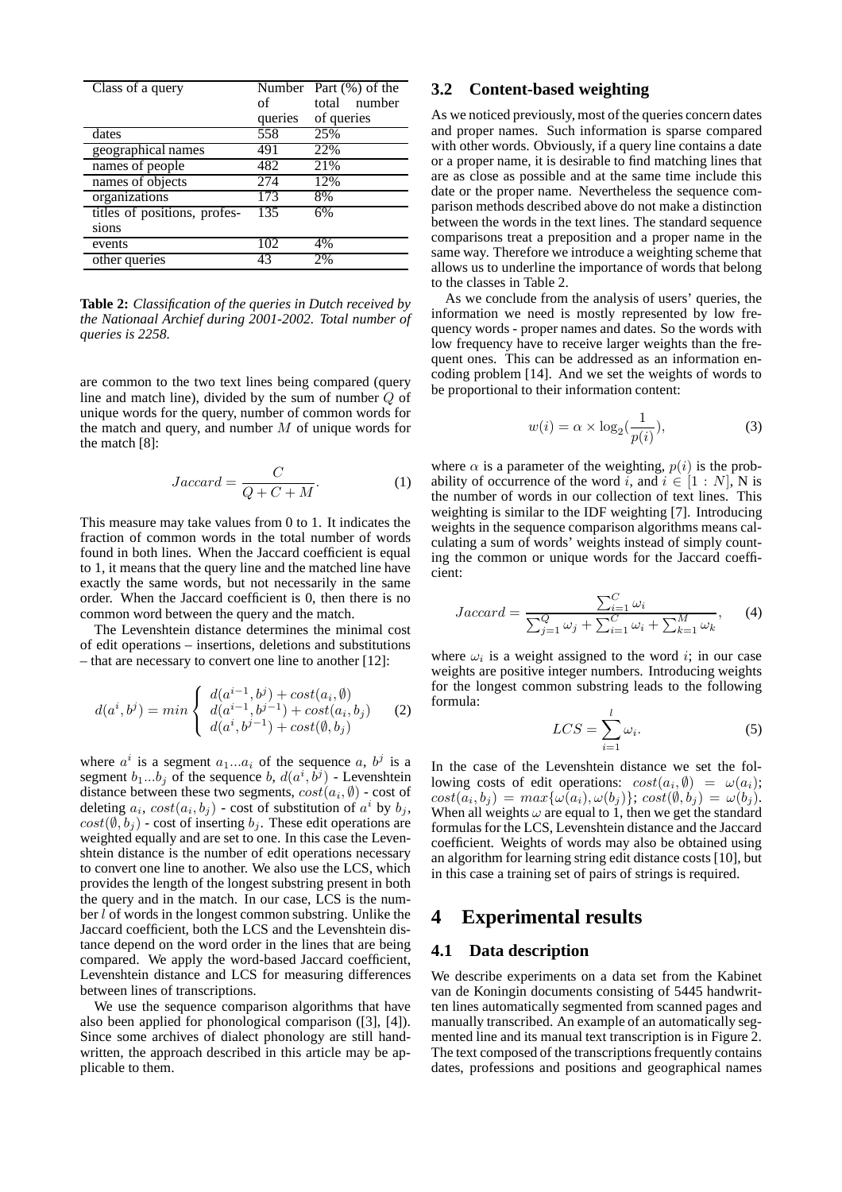| Class of a query | Number of queries | Part (%) of the total number of queries |
|---|---|---|
| dates | 558 | 25% |
| geographical names | 491 | 22% |
| names of people | 482 | 21% |
| names of objects | 274 | 12% |
| organizations | 173 | 8% |
| titles of positions, professions | 135 | 6% |
| events | 102 | 4% |
| other queries | 43 | 2% |

**Table 2:** *Classification of the queries in Dutch received by the Nationaal Archief during 2001-2002. Total number of queries is 2258.*

are common to the two text lines being compared (query line and match line), divided by the sum of number $Q$ of unique words for the query, number of common words for the match and query, and number $M$ of unique words for the match [8]:

$$Jaccard = \frac{C}{Q + C + M}. \tag{1}$$

This measure may take values from 0 to 1. It indicates the fraction of common words in the total number of words found in both lines. When the Jaccard coefficient is equal to 1, it means that the query line and the matched line have exactly the same words, but not necessarily in the same order. When the Jaccard coefficient is 0, then there is no common word between the query and the match.

The Levenshtein distance determines the minimal cost of edit operations – insertions, deletions and substitutions – that are necessary to convert one line to another [12]:

$$d(a^i, b^j) = min \begin{cases} d(a^{i-1}, b^j) + cost(a_i, \emptyset) \\ d(a^{i-1}, b^{j-1}) + cost(a_i, b_j) \\ d(a^i, b^{j-1}) + cost(\emptyset, b_j) \end{cases} \tag{2}$$

where $a^i$ is a segment $a_1 ... a_i$ of the sequence $a$, $b^j$ is a segment $b_1 ... b_j$ of the sequence $b$, $d(a^i, b^j)$ - Levenshtein distance between these two segments, $cost(a_i, \emptyset)$ - cost of deleting $a_i$, $cost(a_i, b_j)$ - cost of substitution of $a^i$ by $b_j$, $cost(\emptyset, b_j)$ - cost of inserting $b_j$. These edit operations are weighted equally and are set to one. In this case the Levenshtein distance is the number of edit operations necessary to convert one line to another. We also use the LCS, which provides the length of the longest substring present in both the query and in the match. In our case, LCS is the number $l$ of words in the longest common substring. Unlike the Jaccard coefficient, both the LCS and the Levenshtein distance depend on the word order in the lines that are being compared. We apply the word-based Jaccard coefficient, Levenshtein distance and LCS for measuring differences between lines of transcriptions.

We use the sequence comparison algorithms that have also been applied for phonological comparison ([3], [4]). Since some archives of dialect phonology are still handwritten, the approach described in this article may be applicable to them.

### 3.2 Content-based weighting

As we noticed previously, most of the queries concern dates and proper names. Such information is sparse compared with other words. Obviously, if a query line contains a date or a proper name, it is desirable to find matching lines that are as close as possible and at the same time include this date or the proper name. Nevertheless the sequence comparison methods described above do not make a distinction between the words in the text lines. The standard sequence comparisons treat a preposition and a proper name in the same way. Therefore we introduce a weighting scheme that allows us to underline the importance of words that belong to the classes in Table 2.

As we conclude from the analysis of users' queries, the information we need is mostly represented by low frequency words - proper names and dates. So the words with low frequency have to receive larger weights than the frequent ones. This can be addressed as an information encoding problem [14]. And we set the weights of words to be proportional to their information content:

$$w(i) = \alpha \times \log_2\left(\frac{1}{p(i)}\right), \tag{3}$$

where $\alpha$ is a parameter of the weighting, $p(i)$ is the probability of occurrence of the word $i$, and $i \in [1 : N]$, N is the number of words in our collection of text lines. This weighting is similar to the IDF weighting [7]. Introducing weights in the sequence comparison algorithms means calculating a sum of words' weights instead of simply counting the common or unique words for the Jaccard coefficient:

$$Jaccard = \frac{\sum_{i=1}^{C} \omega_i}{\sum_{j=1}^{Q} \omega_j + \sum_{i=1}^{C} \omega_i + \sum_{k=1}^{M} \omega_k}, \tag{4}$$

where $\omega_i$ is a weight assigned to the word $i$; in our case weights are positive integer numbers. Introducing weights for the longest common substring leads to the following formula:

$$LCS = \sum_{i=1}^{l} \omega_i. \tag{5}$$

In the case of the Levenshtein distance we set the following costs of edit operations: $cost(a_i, \emptyset) = \omega(a_i)$; $cost(a_i, b_j) = max\{\omega(a_i), \omega(b_j)\}$; $cost(\emptyset, b_j) = \omega(b_j)$. When all weights $\omega$ are equal to 1, then we get the standard formulas for the LCS, Levenshtein distance and the Jaccard coefficient. Weights of words may also be obtained using an algorithm for learning string edit distance costs [10], but in this case a training set of pairs of strings is required.

## 4 Experimental results

### 4.1 Data description

We describe experiments on a data set from the Kabinet van de Koningin documents consisting of 5445 handwritten lines automatically segmented from scanned pages and manually transcribed. An example of an automatically segmented line and its manual text transcription is in Figure 2. The text composed of the transcriptions frequently contains dates, professions and positions and geographical names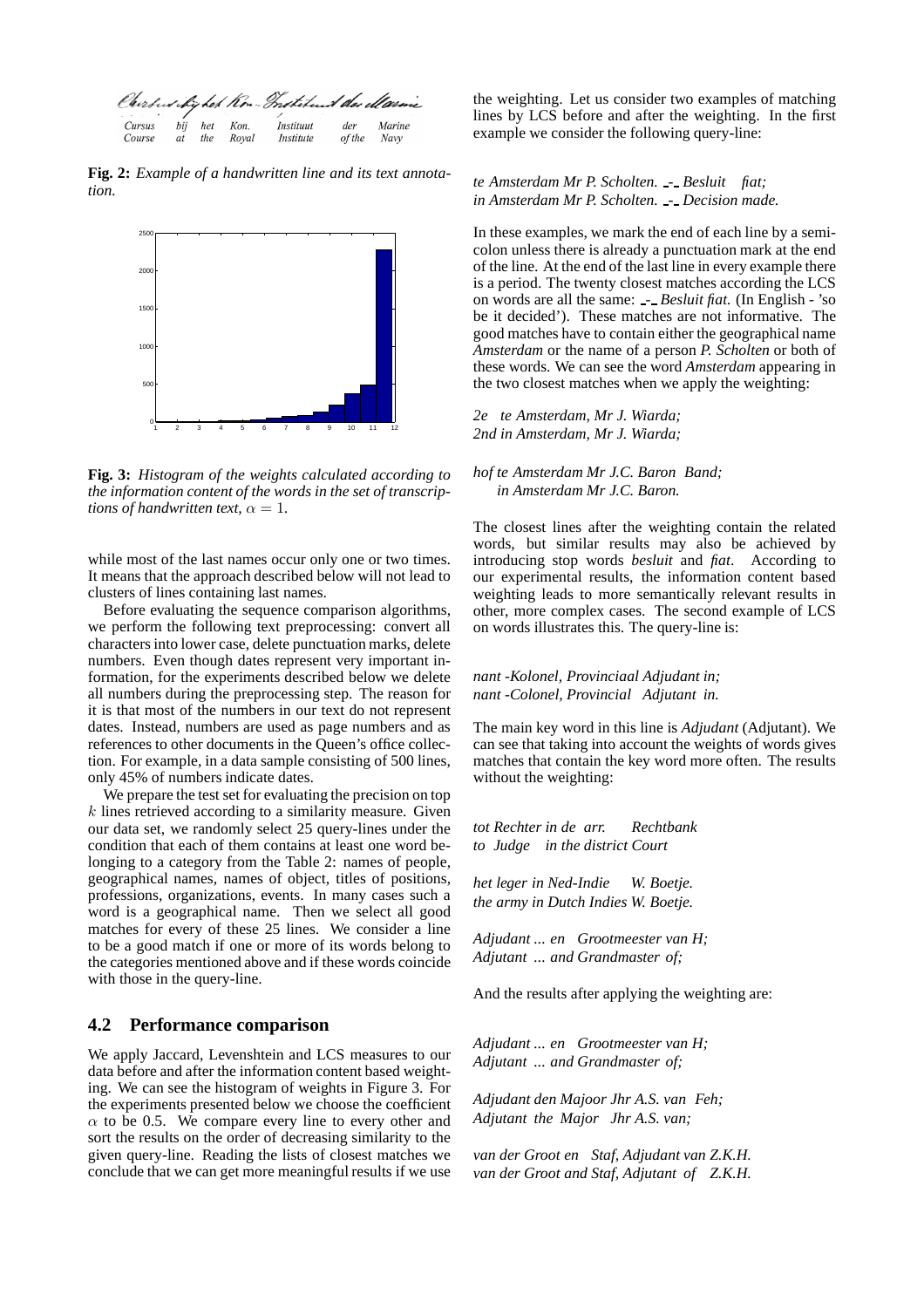| *Cursus* | *bij* | *het* | *Kon.* | *Instituut* | *der* | *Marine* |
|---|---|---|---|---|---|---|
| *Course* | *at* | *the* | *Royal* | *Institute* | *of the* | *Navy* |

**Fig. 2:** *Example of a handwritten line and its text annotation.*

**Fig. 3:** *Histogram of the weights calculated according to the information content of the words in the set of transcriptions of handwritten text, $\alpha = 1$.*

while most of the last names occur only one or two times. It means that the approach described below will not lead to clusters of lines containing last names.

Before evaluating the sequence comparison algorithms, we perform the following text preprocessing: convert all characters into lower case, delete punctuation marks, delete numbers. Even though dates represent very important information, for the experiments described below we delete all numbers during the preprocessing step. The reason for it is that most of the numbers in our text do not represent dates. Instead, numbers are used as page numbers and as references to other documents in the Queen's office collection. For example, in a data sample consisting of 500 lines, only 45% of numbers indicate dates.

We prepare the test set for evaluating the precision on top $k$ lines retrieved according to a similarity measure. Given our data set, we randomly select 25 query-lines under the condition that each of them contains at least one word belonging to a category from the Table 2: names of people, geographical names, names of object, titles of positions, professions, organizations, events. In many cases such a word is a geographical name. Then we select all good matches for every of these 25 lines. We consider a line to be a good match if one or more of its words belong to the categories mentioned above and if these words coincide with those in the query-line.

## 4.2 Performance comparison

We apply Jaccard, Levenshtein and LCS measures to our data before and after the information content based weighting. We can see the histogram of weights in Figure 3. For the experiments presented below we choose the coefficient $\alpha$ to be 0.5. We compare every line to every other and sort the results on the order of decreasing similarity to the given query-line. Reading the lists of closest matches we conclude that we can get more meaningful results if we use the weighting. Let us consider two examples of matching lines by LCS before and after the weighting. In the first example we consider the following query-line:

*te Amsterdam Mr P. Scholten. _-_ Besluit fiat;*
*in Amsterdam Mr P. Scholten. _-_ Decision made.*

In these examples, we mark the end of each line by a semicolon unless there is already a punctuation mark at the end of the line. At the end of the last line in every example there is a period. The twenty closest matches according the LCS on words are all the same: _-_ *Besluit fiat.* (In English - 'so be it decided'). These matches are not informative. The good matches have to contain either the geographical name *Amsterdam* or the name of a person *P. Scholten* or both of these words. We can see the word *Amsterdam* appearing in the two closest matches when we apply the weighting:

*2e te Amsterdam, Mr J. Wiarda;*
*2nd in Amsterdam, Mr J. Wiarda;*

*hof te Amsterdam Mr J.C. Baron Band;*
*in Amsterdam Mr J.C. Baron.*

The closest lines after the weighting contain the related words, but similar results may also be achieved by introducing stop words *besluit* and *fiat*. According to our experimental results, the information content based weighting leads to more semantically relevant results in other, more complex cases. The second example of LCS on words illustrates this. The query-line is:

*nant -Kolonel, Provinciaal Adjudant in;*
*nant -Colonel, Provincial Adjutant in.*

The main key word in this line is *Adjudant* (Adjutant). We can see that taking into account the weights of words gives matches that contain the key word more often. The results without the weighting:

*tot Rechter in de arr. Rechtbank*
*to Judge in the district Court*

*het leger in Ned-Indie W. Boetje.*
*the army in Dutch Indies W. Boetje.*

*Adjudant ... en Grootmeester van H;*
*Adjutant ... and Grandmaster of;*

And the results after applying the weighting are:

*Adjudant ... en Grootmeester van H;*
*Adjutant ... and Grandmaster of;*

*Adjudant den Majoor Jhr A.S. van Feh;*
*Adjutant the Major Jhr A.S. van;*

*van der Groot en Staf, Adjudant van Z.K.H.*
*van der Groot and Staf, Adjutant of Z.K.H.*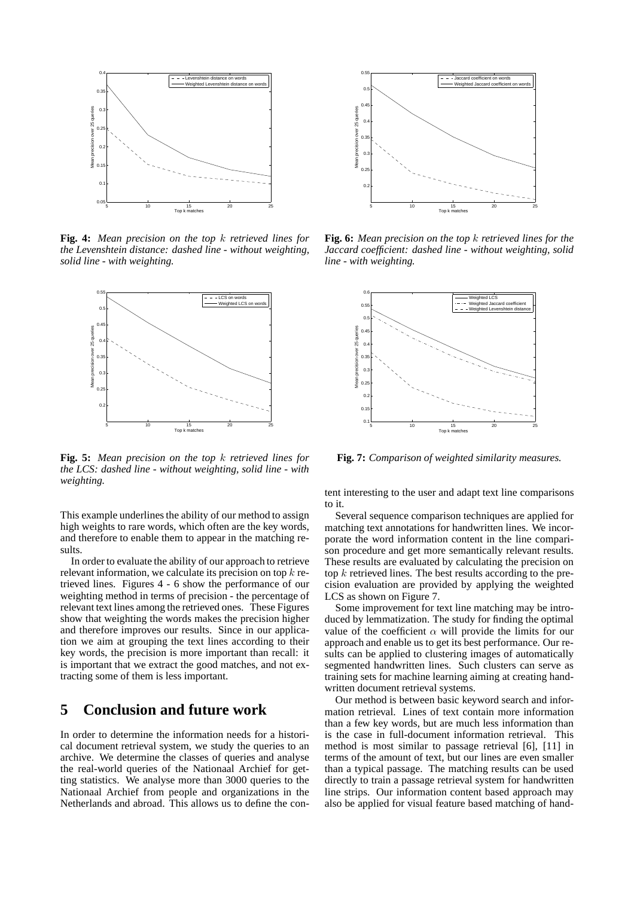**Fig. 4:** *Mean precision on the top $k$ retrieved lines for the Levenshtein distance: dashed line - without weighting, solid line - with weighting.*

**Fig. 5:** *Mean precision on the top $k$ retrieved lines for the LCS: dashed line - without weighting, solid line - with weighting.*

**Fig. 6:** *Mean precision on the top $k$ retrieved lines for the Jaccard coefficient: dashed line - without weighting, solid line - with weighting.*

**Fig. 7:** *Comparison of weighted similarity measures.*

This example underlines the ability of our method to assign high weights to rare words, which often are the key words, and therefore to enable them to appear in the matching results.

In order to evaluate the ability of our approach to retrieve relevant information, we calculate its precision on top $k$ retrieved lines. Figures 4 - 6 show the performance of our weighting method in terms of precision - the percentage of relevant text lines among the retrieved ones. These Figures show that weighting the words makes the precision higher and therefore improves our results. Since in our application we aim at grouping the text lines according to their key words, the precision is more important than recall: it is important that we extract the good matches, and not extracting some of them is less important.

# 5 Conclusion and future work

In order to determine the information needs for a historical document retrieval system, we study the queries to an archive. We determine the classes of queries and analyse the real-world queries of the Nationaal Archief for getting statistics. We analyse more than 3000 queries to the Nationaal Archief from people and organizations in the Netherlands and abroad. This allows us to define the content interesting to the user and adapt text line comparisons to it.

Several sequence comparison techniques are applied for matching text annotations for handwritten lines. We incorporate the word information content in the line comparison procedure and get more semantically relevant results. These results are evaluated by calculating the precision on top $k$ retrieved lines. The best results according to the precision evaluation are provided by applying the weighted LCS as shown on Figure 7.

Some improvement for text line matching may be introduced by lemmatization. The study for finding the optimal value of the coefficient $\alpha$ will provide the limits for our approach and enable us to get its best performance. Our results can be applied to clustering images of automatically segmented handwritten lines. Such clusters can serve as training sets for machine learning aiming at creating handwritten document retrieval systems.

Our method is between basic keyword search and information retrieval. Lines of text contain more information than a few key words, but are much less information than is the case in full-document information retrieval. This method is most similar to passage retrieval [6], [11] in terms of the amount of text, but our lines are even smaller than a typical passage. The matching results can be used directly to train a passage retrieval system for handwritten line strips. Our information content based approach may also be applied for visual feature based matching of hand-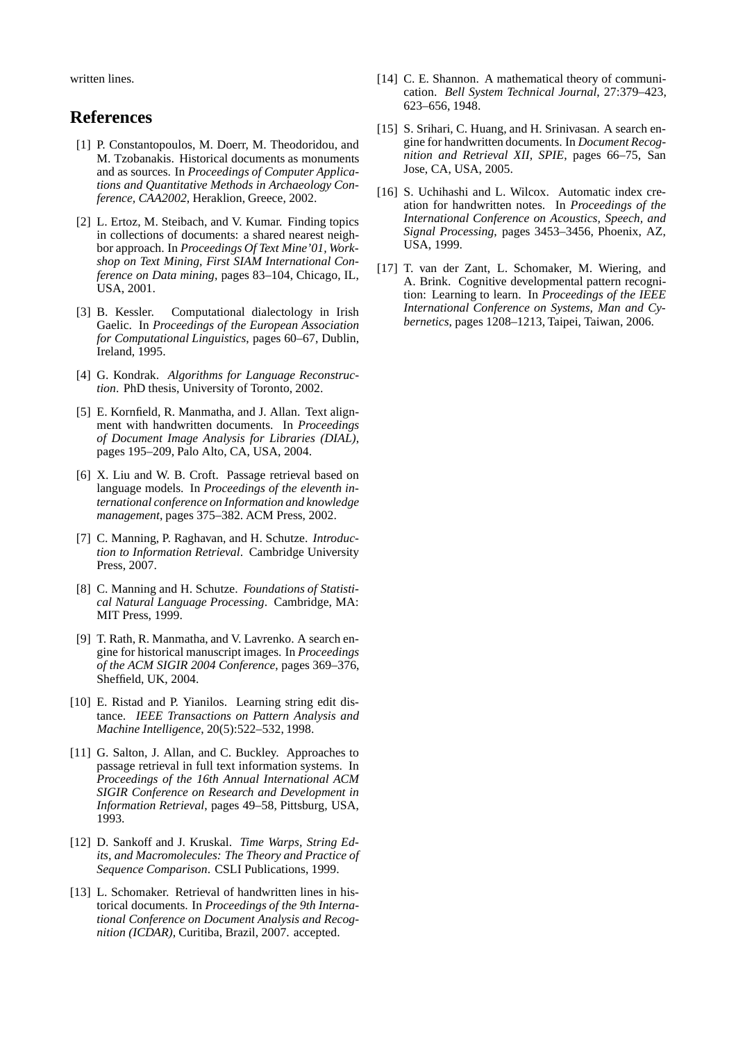written lines.

## References

[1] P. Constantopoulos, M. Doerr, M. Theodoridou, and M. Tzobanakis. Historical documents as monuments and as sources. In *Proceedings of Computer Applications and Quantitative Methods in Archaeology Conference, CAA2002*, Heraklion, Greece, 2002.

[2] L. Ertoz, M. Steibach, and V. Kumar. Finding topics in collections of documents: a shared nearest neighbor approach. In *Proceedings Of Text Mine'01, Workshop on Text Mining, First SIAM International Conference on Data mining*, pages 83–104, Chicago, IL, USA, 2001.

[3] B. Kessler. Computational dialectology in Irish Gaelic. In *Proceedings of the European Association for Computational Linguistics*, pages 60–67, Dublin, Ireland, 1995.

[4] G. Kondrak. *Algorithms for Language Reconstruction*. PhD thesis, University of Toronto, 2002.

[5] E. Kornfield, R. Manmatha, and J. Allan. Text alignment with handwritten documents. In *Proceedings of Document Image Analysis for Libraries (DIAL)*, pages 195–209, Palo Alto, CA, USA, 2004.

[6] X. Liu and W. B. Croft. Passage retrieval based on language models. In *Proceedings of the eleventh international conference on Information and knowledge management*, pages 375–382. ACM Press, 2002.

[7] C. Manning, P. Raghavan, and H. Schutze. *Introduction to Information Retrieval*. Cambridge University Press, 2007.

[8] C. Manning and H. Schutze. *Foundations of Statistical Natural Language Processing*. Cambridge, MA: MIT Press, 1999.

[9] T. Rath, R. Manmatha, and V. Lavrenko. A search engine for historical manuscript images. In *Proceedings of the ACM SIGIR 2004 Conference*, pages 369–376, Sheffield, UK, 2004.

[10] E. Ristad and P. Yianilos. Learning string edit distance. *IEEE Transactions on Pattern Analysis and Machine Intelligence*, 20(5):522–532, 1998.

[11] G. Salton, J. Allan, and C. Buckley. Approaches to passage retrieval in full text information systems. In *Proceedings of the 16th Annual International ACM SIGIR Conference on Research and Development in Information Retrieval*, pages 49–58, Pittsburg, USA, 1993.

[12] D. Sankoff and J. Kruskal. *Time Warps, String Edits, and Macromolecules: The Theory and Practice of Sequence Comparison*. CSLI Publications, 1999.

[13] L. Schomaker. Retrieval of handwritten lines in historical documents. In *Proceedings of the 9th International Conference on Document Analysis and Recognition (ICDAR)*, Curitiba, Brazil, 2007. accepted.

[14] C. E. Shannon. A mathematical theory of communication. *Bell System Technical Journal*, 27:379–423, 623–656, 1948.

[15] S. Srihari, C. Huang, and H. Srinivasan. A search engine for handwritten documents. In *Document Recognition and Retrieval XII, SPIE*, pages 66–75, San Jose, CA, USA, 2005.

[16] S. Uchihashi and L. Wilcox. Automatic index creation for handwritten notes. In *Proceedings of the International Conference on Acoustics, Speech, and Signal Processing*, pages 3453–3456, Phoenix, AZ, USA, 1999.

[17] T. van der Zant, L. Schomaker, M. Wiering, and A. Brink. Cognitive developmental pattern recognition: Learning to learn. In *Proceedings of the IEEE International Conference on Systems, Man and Cybernetics*, pages 1208–1213, Taipei, Taiwan, 2006.